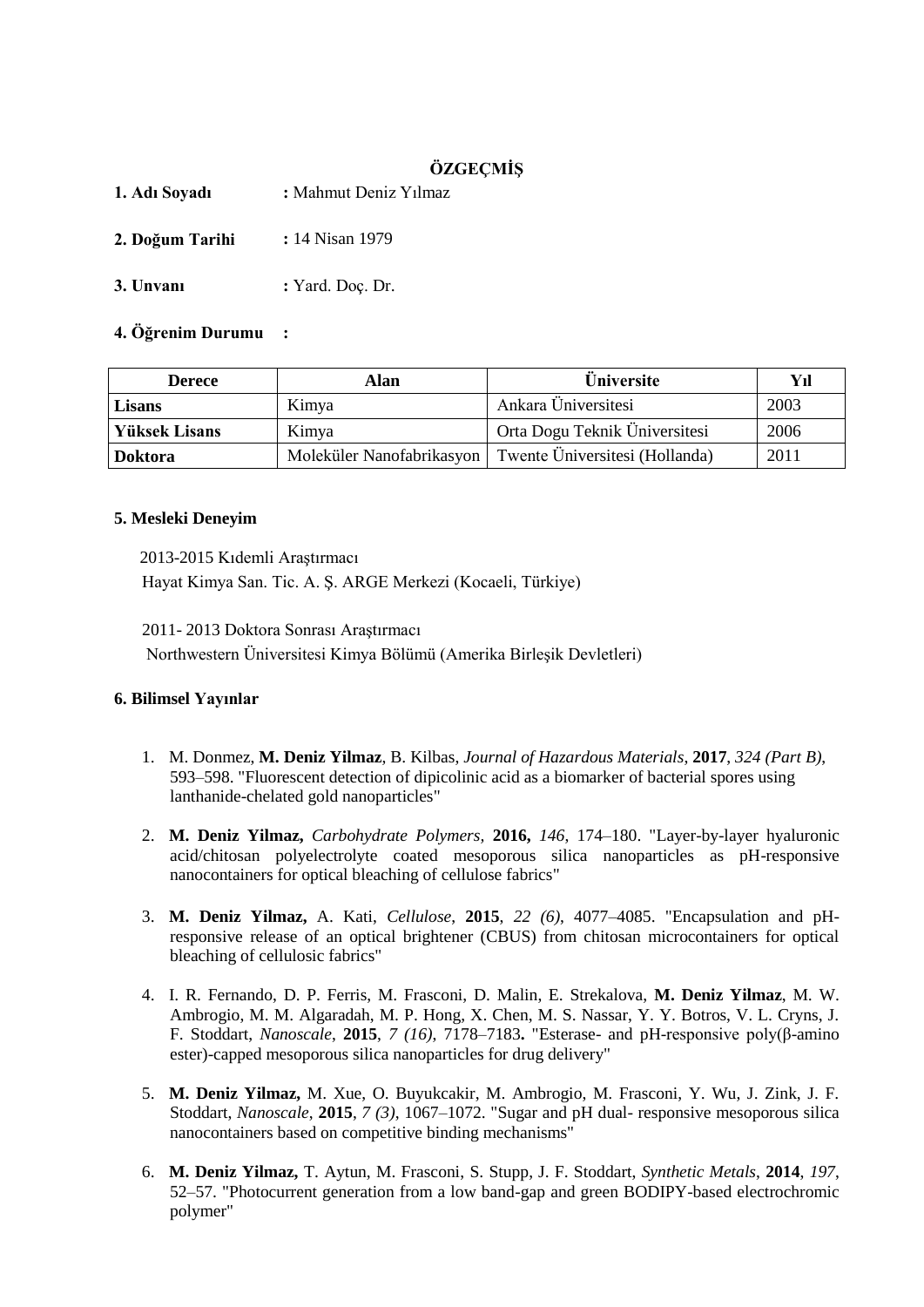# ÖZGEÇMİŞ

**1. Adı Soyadı** : Mahmut Deniz Yılmaz

**2. Doğum Tarihi** : 14 Nisan 1979

**3. Unvanı** : Yard. Doç. Dr.

**4. Öğrenim Durumu** :

| Derece | Alan | Üniversite | Yıl |
|---|---|---|---|
| **Lisans** | Kimya | Ankara Üniversitesi | 2003 |
| **Yüksek Lisans** | Kimya | Orta Dogu Teknik Üniversitesi | 2006 |
| **Doktora** | Moleküler Nanofabrikasyon | Twente Üniversitesi (Hollanda) | 2011 |

**5. Mesleki Deneyim**

2013-2015 Kıdemli Araştırmacı
Hayat Kimya San. Tic. A. Ş. ARGE Merkezi (Kocaeli, Türkiye)

2011- 2013 Doktora Sonrası Araştırmacı
Northwestern Üniversitesi Kimya Bölümü (Amerika Birleşik Devletleri)

**6. Bilimsel Yayınlar**

1. M. Donmez, **M. Deniz Yilmaz**, B. Kilbas, *Journal of Hazardous Materials*, **2017**, *324 (Part B)*, 593–598. "Fluorescent detection of dipicolinic acid as a biomarker of bacterial spores using lanthanide-chelated gold nanoparticles"

2. **M. Deniz Yilmaz,** *Carbohydrate Polymers,* **2016,** *146,* 174–180. "Layer-by-layer hyaluronic acid/chitosan polyelectrolyte coated mesoporous silica nanoparticles as pH-responsive nanocontainers for optical bleaching of cellulose fabrics"

3. **M. Deniz Yilmaz,** A. Kati, *Cellulose*, **2015**, *22 (6)*, 4077–4085. "Encapsulation and pH-responsive release of an optical brightener (CBUS) from chitosan microcontainers for optical bleaching of cellulosic fabrics"

4. I. R. Fernando, D. P. Ferris, M. Frasconi, D. Malin, E. Strekalova, **M. Deniz Yilmaz**, M. W. Ambrogio, M. M. Algaradah, M. P. Hong, X. Chen, M. S. Nassar, Y. Y. Botros, V. L. Cryns, J. F. Stoddart, *Nanoscale*, **2015**, *7 (16)*, 7178–7183**.** "Esterase- and pH-responsive poly(β-amino ester)-capped mesoporous silica nanoparticles for drug delivery"

5. **M. Deniz Yilmaz,** M. Xue, O. Buyukcakir, M. Ambrogio, M. Frasconi, Y. Wu, J. Zink, J. F. Stoddart, *Nanoscale*, **2015**, *7 (3)*, 1067–1072. "Sugar and pH dual- responsive mesoporous silica nanocontainers based on competitive binding mechanisms"

6. **M. Deniz Yilmaz,** T. Aytun, M. Frasconi, S. Stupp, J. F. Stoddart, *Synthetic Metals*, **2014**, *197*, 52–57. "Photocurrent generation from a low band-gap and green BODIPY-based electrochromic polymer"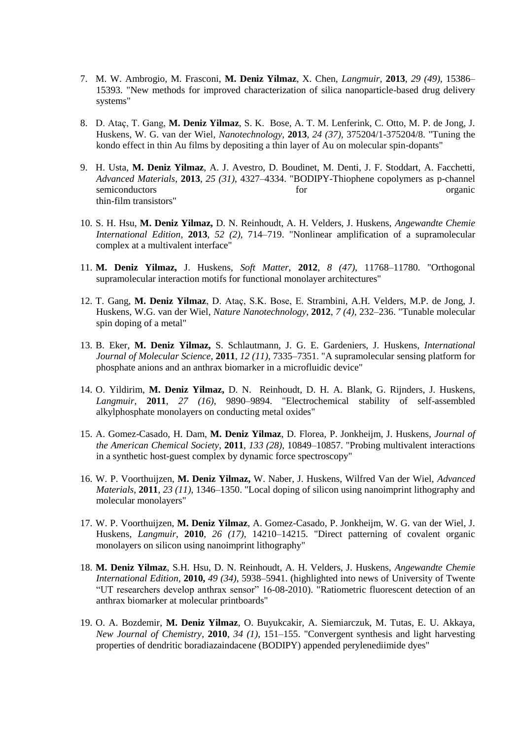7. M. W. Ambrogio, M. Frasconi, **M. Deniz Yilmaz**, X. Chen, *Langmuir*, **2013**, *29 (49)*, 15386–15393. "New methods for improved characterization of silica nanoparticle-based drug delivery systems"

8. D. Ataç, T. Gang, **M. Deniz Yilmaz**, S. K. Bose, A. T. M. Lenferink, C. Otto, M. P. de Jong, J. Huskens, W. G. van der Wiel, *Nanotechnology*, **2013**, *24 (37)*, 375204/1-375204/8. "Tuning the kondo effect in thin Au films by depositing a thin layer of Au on molecular spin-dopants"

9. H. Usta, **M. Deniz Yilmaz**, A. J. Avestro, D. Boudinet, M. Denti, J. F. Stoddart, A. Facchetti, *Advanced Materials*, **2013**, *25 (31)*, 4327–4334. "BODIPY-Thiophene copolymers as p-channel semiconductors for organic thin-film transistors"

10. S. H. Hsu, **M. Deniz Yilmaz,** D. N. Reinhoudt, A. H. Velders, J. Huskens, *Angewandte Chemie International Edition,* **2013**, *52 (2)*, 714–719. "Nonlinear amplification of a supramolecular complex at a multivalent interface"

11. **M. Deniz Yilmaz,** J. Huskens, *Soft Matter*, **2012**, *8 (47)*, 11768–11780. "Orthogonal supramolecular interaction motifs for functional monolayer architectures"

12. T. Gang, **M. Deniz Yilmaz**, D. Ataç, S.K. Bose, E. Strambini, A.H. Velders, M.P. de Jong, J. Huskens, W.G. van der Wiel, *Nature Nanotechnology*, **2012**, *7 (4)*, 232–236. "Tunable molecular spin doping of a metal"

13. B. Eker, **M. Deniz Yilmaz,** S. Schlautmann, J. G. E. Gardeniers, J. Huskens, *International Journal of Molecular Science,* **2011**, *12 (11)*, 7335–7351. "A supramolecular sensing platform for phosphate anions and an anthrax biomarker in a microfluidic device"

14. O. Yildirim, **M. Deniz Yilmaz,** D. N. Reinhoudt, D. H. A. Blank, G. Rijnders, J. Huskens, *Langmuir*, **2011**, *27 (16)*, 9890–9894. "Electrochemical stability of self-assembled alkylphosphate monolayers on conducting metal oxides"

15. A. Gomez-Casado, H. Dam, **M. Deniz Yilmaz**, D. Florea, P. Jonkheijm, J. Huskens, *Journal of the American Chemical Society*, **2011**, *133 (28)*, 10849–10857. "Probing multivalent interactions in a synthetic host-guest complex by dynamic force spectroscopy"

16. W. P. Voorthuijzen, **M. Deniz Yilmaz,** W. Naber, J. Huskens, Wilfred Van der Wiel, *Advanced Materials*, **2011**, *23 (11)*, 1346–1350. "Local doping of silicon using nanoimprint lithography and molecular monolayers"

17. W. P. Voorthuijzen, **M. Deniz Yilmaz**, A. Gomez-Casado, P. Jonkheijm, W. G. van der Wiel, J. Huskens, *Langmuir*, **2010**, *26 (17)*, 14210–14215. "Direct patterning of covalent organic monolayers on silicon using nanoimprint lithography"

18. **M. Deniz Yilmaz**, S.H. Hsu, D. N. Reinhoudt, A. H. Velders, J. Huskens, *Angewandte Chemie International Edition,* **2010,** *49 (34)*, 5938–5941. (highlighted into news of University of Twente "UT researchers develop anthrax sensor" 16-08-2010). "Ratiometric fluorescent detection of an anthrax biomarker at molecular printboards"

19. O. A. Bozdemir, **M. Deniz Yilmaz**, O. Buyukcakir, A. Siemiarczuk, M. Tutas, E. U. Akkaya, *New Journal of Chemistry*, **2010**, *34 (1)*, 151–155. "Convergent synthesis and light harvesting properties of dendritic boradiazaindacene (BODIPY) appended perylenediimide dyes"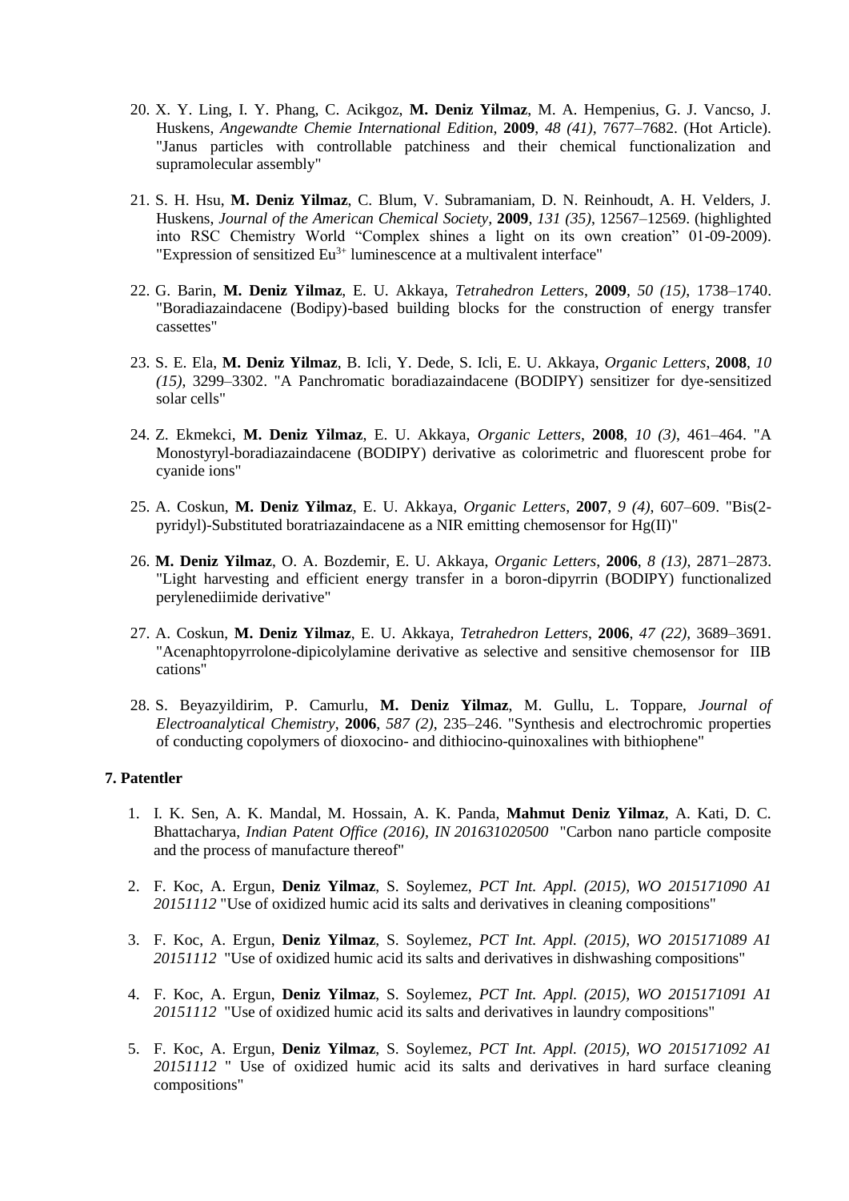20. X. Y. Ling, I. Y. Phang, C. Acikgoz, **M. Deniz Yilmaz**, M. A. Hempenius, G. J. Vancso, J. Huskens, *Angewandte Chemie International Edition*, **2009**, *48 (41)*, 7677–7682. (Hot Article). "Janus particles with controllable patchiness and their chemical functionalization and supramolecular assembly"

21. S. H. Hsu, **M. Deniz Yilmaz**, C. Blum, V. Subramaniam, D. N. Reinhoudt, A. H. Velders, J. Huskens, *Journal of the American Chemical Society*, **2009**, *131 (35)*, 12567–12569. (highlighted into RSC Chemistry World "Complex shines a light on its own creation" 01-09-2009). "Expression of sensitized $Eu^{3+}$ luminescence at a multivalent interface"

22. G. Barin, **M. Deniz Yilmaz**, E. U. Akkaya, *Tetrahedron Letters*, **2009**, *50 (15)*, 1738–1740. "Boradiazaindacene (Bodipy)-based building blocks for the construction of energy transfer cassettes"

23. S. E. Ela, **M. Deniz Yilmaz**, B. Icli, Y. Dede, S. Icli, E. U. Akkaya, *Organic Letters*, **2008**, *10 (15)*, 3299–3302. "A Panchromatic boradiazaindacene (BODIPY) sensitizer for dye-sensitized solar cells"

24. Z. Ekmekci, **M. Deniz Yilmaz**, E. U. Akkaya, *Organic Letters*, **2008**, *10 (3)*, 461–464. "A Monostyryl-boradiazaindacene (BODIPY) derivative as colorimetric and fluorescent probe for cyanide ions"

25. A. Coskun, **M. Deniz Yilmaz**, E. U. Akkaya, *Organic Letters*, **2007**, *9 (4)*, 607–609. "Bis(2-pyridyl)-Substituted boratriazaindacene as a NIR emitting chemosensor for Hg(II)"

26. **M. Deniz Yilmaz**, O. A. Bozdemir, E. U. Akkaya, *Organic Letters*, **2006**, *8 (13)*, 2871–2873. "Light harvesting and efficient energy transfer in a boron-dipyrrin (BODIPY) functionalized perylenediimide derivative"

27. A. Coskun, **M. Deniz Yilmaz**, E. U. Akkaya, *Tetrahedron Letters*, **2006**, *47 (22)*, 3689–3691. "Acenaphtopyrrolone-dipicolylamine derivative as selective and sensitive chemosensor for IIB cations"

28. S. Beyazyildirim, P. Camurlu, **M. Deniz Yilmaz**, M. Gullu, L. Toppare, *Journal of Electroanalytical Chemistry*, **2006**, *587 (2)*, 235–246. "Synthesis and electrochromic properties of conducting copolymers of dioxocino- and dithiocino-quinoxalines with bithiophene"

**7. Patentler**

1. I. K. Sen, A. K. Mandal, M. Hossain, A. K. Panda, **Mahmut Deniz Yilmaz**, A. Kati, D. C. Bhattacharya, *Indian Patent Office (2016), IN 201631020500* "Carbon nano particle composite and the process of manufacture thereof"

2. F. Koc, A. Ergun, **Deniz Yilmaz**, S. Soylemez, *PCT Int. Appl. (2015), WO 2015171090 A1 20151112* "Use of oxidized humic acid its salts and derivatives in cleaning compositions"

3. F. Koc, A. Ergun, **Deniz Yilmaz**, S. Soylemez, *PCT Int. Appl. (2015), WO 2015171089 A1 20151112* "Use of oxidized humic acid its salts and derivatives in dishwashing compositions"

4. F. Koc, A. Ergun, **Deniz Yilmaz**, S. Soylemez, *PCT Int. Appl. (2015), WO 2015171091 A1 20151112* "Use of oxidized humic acid its salts and derivatives in laundry compositions"

5. F. Koc, A. Ergun, **Deniz Yilmaz**, S. Soylemez, *PCT Int. Appl. (2015), WO 2015171092 A1 20151112* " Use of oxidized humic acid its salts and derivatives in hard surface cleaning compositions"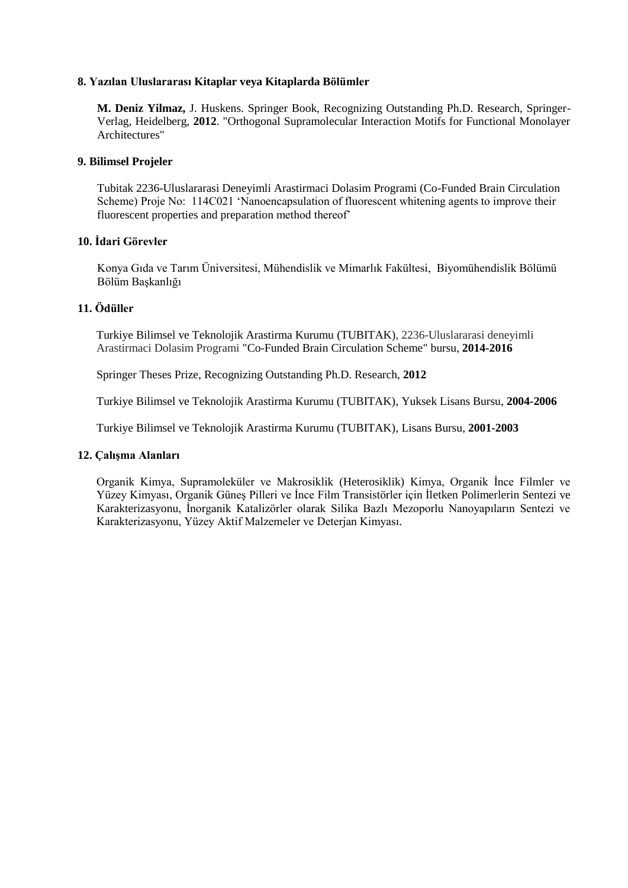### 8. Yazılan Uluslararası Kitaplar veya Kitaplarda Bölümler

**M. Deniz Yilmaz,** J. Huskens. Springer Book, Recognizing Outstanding Ph.D. Research, Springer-Verlag, Heidelberg, **2012**. "Orthogonal Supramolecular Interaction Motifs for Functional Monolayer Architectures"

### 9. Bilimsel Projeler

Tubitak 2236-Uluslararasi Deneyimli Arastirmaci Dolasim Programi (Co-Funded Brain Circulation Scheme) Proje No: 114C021 'Nanoencapsulation of fluorescent whitening agents to improve their fluorescent properties and preparation method thereof'

### 10. İdari Görevler

Konya Gıda ve Tarım Üniversitesi, Mühendislik ve Mimarlık Fakültesi, Biyomühendislik Bölümü Bölüm Başkanlığı

### 11. Ödüller

Turkiye Bilimsel ve Teknolojik Arastirma Kurumu (TUBITAK), 2236-Uluslararasi deneyimli Arastirmaci Dolasim Programi "Co-Funded Brain Circulation Scheme" bursu, **2014-2016**

Springer Theses Prize, Recognizing Outstanding Ph.D. Research, **2012**

Turkiye Bilimsel ve Teknolojik Arastirma Kurumu (TUBITAK), Yuksek Lisans Bursu, **2004-2006**

Turkiye Bilimsel ve Teknolojik Arastirma Kurumu (TUBITAK), Lisans Bursu, **2001-2003**

### 12. Çalışma Alanları

Organik Kimya, Supramoleküler ve Makrosiklik (Heterosiklik) Kimya, Organik İnce Filmler ve Yüzey Kimyası, Organik Güneş Pilleri ve İnce Film Transistörler için İletken Polimerlerin Sentezi ve Karakterizasyonu, İnorganik Katalizörler olarak Silika Bazlı Mezoporlu Nanoyapıların Sentezi ve Karakterizasyonu, Yüzey Aktif Malzemeler ve Deterjan Kimyası.